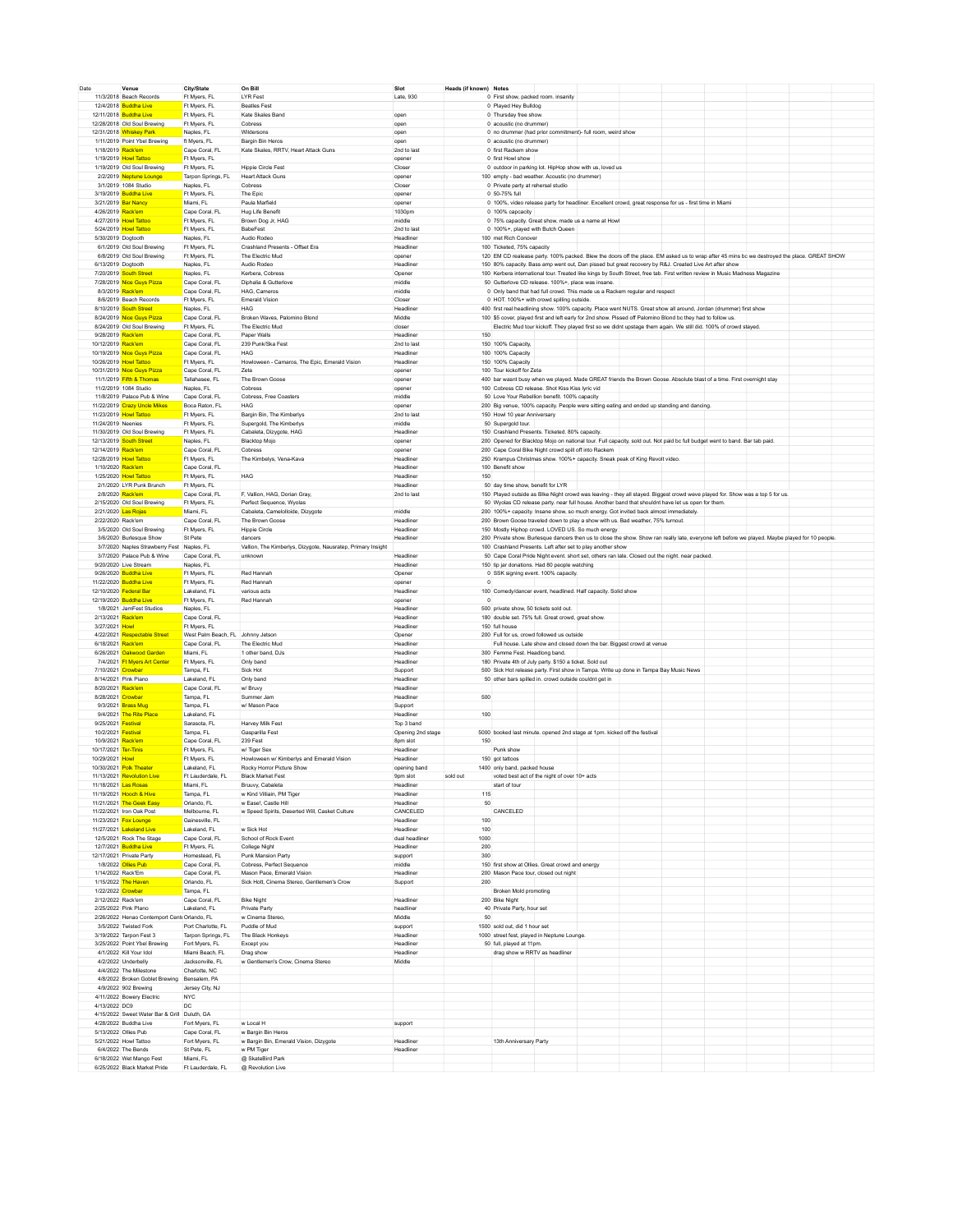| Date | Venue | City/State | On Bill | Slot | Heads (if known) | Notes |
|---|---|---|---|---|---|---|
| 11/3/2018 | Beach Records | Ft Myers, FL | LYR Fest | Late, 930 | 0 | First show, packed room. insanity |
| 12/4/2018 | Buddha Live | Ft Myers, FL | Beatles Fest | | 0 | Played Hey Bulldog |
| 12/11/2018 | Buddha Live | Ft Myers, FL | Kate Skales Band | open | 0 | Thursday free show. |
| 12/28/2018 | Old Soul Brewing | Ft Myers, FL | Cobress | open | 0 | acoustic (no drummer) |
| 12/31/2018 | Whiskey Park | Naples, FL | Wildersons | open | 0 | no drummer (had prior commitment)- full room, weird show |
| 1/11/2019 | Point Ybel Brewing | ft Myers, FL | Bargin Bin Heros | open | 0 | acoustic (no drummer) |
| 1/18/2019 | Rack'em | Cape Coral, FL | Kate Skales, RRTV, Heart Attack Guns | 2nd to last | 0 | first Rackem show |
| 1/19/2019 | Howl Tattoo | Ft Myers, FL | | opener | 0 | first Howl show |
| 1/19/2019 | Old Soul Brewing | Ft Myers, FL | Hippie Circle Fest | Closer | 0 | outdoor in parking lot. HipHop show with us, loved us |
| 2/2/2019 | Neptune Lounge | Tarpon Springs, FL | Heart Attack Guns | opener | 100 | empty - bad weather. Acoustic (no drummer) |
| 3/1/2019 | 1084 Studio | Naples, FL | Cobress | Closer | 0 | Private party at rehersal studio |
| 3/19/2019 | Buddha Live | Ft Myers, FL | The Epic | opener | 0 | 50-75% full |
| 3/21/2019 | Bar Nancy | Miami, FL | Paula Marfield | opener | 0 | 100%, video release party for headliner. Excellent crowd, great response for us - first time in Miami |
| 4/26/2019 | Rack'em | Cape Coral, FL | Hug Life Benefit | 1030pm | 0 | 100% capcacity |
| 4/27/2019 | Howl Tattoo | Ft Myers, FL | Brown Dog Jr, HAG | middle | 0 | 75% capacity. Great show, made us a name at Howl |
| 5/24/2019 | Howl Tattoo | Ft Myers, FL | BabeFest | 2nd to last | 0 | 100%+, played with Butch Queen |
| 5/30/2019 | Dogtooth | Naples, FL | Audio Rodeo | Headliner | 100 | met Rich Conover |
| 6/1/2019 | Old Soul Brewing | Ft Myers, FL | Crashland Presents - Offset Era | Headliner | 100 | Ticketed, 75% capacity |
| 6/8/2019 | Old Soul Brewing | Ft Myers, FL | The Electric Mud | opener | 120 | EM CD realease party. 100% packed. Blew the doors off the place. EM asked us to wrap after 45 mins bc we destroyed the place. GREAT SHOW |
| 6/13/2019 | Dogtooth | Naples, FL | Audio Rodeo | Headliner | 150 | 80% capacity. Bass amp went out, Dan pissed but great recovery by R&J. Created Live Art after show |
| 7/20/2019 | South Street | Naples, FL | Kerbera, Cobress | Opener | 100 | Kerbera international tour. Treated like kings by South Street, free tab. First written review in Music Madness Magazine |
| 7/28/2019 | Nice Guys Pizza | Cape Coral, FL | Diphalia & Gutterlove | middle | 50 | Gutterlove CD release. 100%+, place was insane. |
| 8/3/2019 | Rack'em | Cape Coral, FL | HAG, Cameros | middle | 0 | Only band that had full crowd. This made us a Rackem regular and respect |
| 8/6/2019 | Beach Records | Ft Myers, FL | Emerald Vision | Closer | 0 | HOT. 100%+ with crowd spilling outside. |
| 8/10/2019 | South Street | Naples, FL | HAG | Headliner | 400 | first real headlining show. 100% capacity. Place went NUTS. Great show all around, Jordan (drummer) first show |
| 8/24/2019 | Nice Guys Pizza | Cape Coral, FL | Broken Waves, Palomino Blond | Middle | 100 | $5 cover, played first and left early for 2nd show. Pissed off Palomino Blond bc they had to follow us. |
| 8/24/2019 | Old Soul Brewing | Ft Myers, FL | The Electric Mud | closer | | Electric Mud tour kickoff. They played first so we didnt upstage them again. We still did. 100% of crowd stayed. |
| 9/28/2019 | Rack'em | Cape Coral, FL | Paper Walls | Headliner | 150 | |
| 10/12/2019 | Rack'em | Cape Coral, FL | 239 Punk/Ska Fest | 2nd to last | 150 | 100% Capacity, |
| 10/19/2019 | Nice Guys Pizza | Cape Coral, FL | HAG | Headliner | 100 | 100% Capacity |
| 10/26/2019 | Howl Tattoo | Ft Myers, FL | Howloween - Camaros, The Epic, Emerald Vision | Headliner | 150 | 100% Capacity |
| 10/31/2019 | Nice Guys Pizza | Cape Coral, FL | Zeta | opener | 100 | Tour kickoff for Zeta |
| 11/1/2019 | Fifth & Thomas | Tallahasee, FL | The Brown Goose | opener | 400 | bar wasnt busy when we played. Made GREAT friends the Brown Goose. Absolute blast of a time. First overnight stay |
| 11/2/2019 | 1084 Studio | Naples, FL | Cobress | opener | 100 | Cobress CD release. Shot Kiss Kiss lyric vid |
| 11/8/2019 | Palace Pub & Wine | Cape Coral, FL | Cobress, Free Coasters | middle | 50 | Love Your Rebellion benefit. 100% capacity |
| 11/22/2019 | Crazy Uncle Mikes | Boca Raton, FL | HAG | opener | 200 | Big venue, 100% capacity. People were sitting eating and ended up standing and dancing. |
| 11/23/2019 | Howl Tattoo | Ft Myers, FL | Bargin Bin, The Kimberlys | 2nd to last | 150 | Howl 10 year Anniversary |
| 11/24/2019 | Neenies | Ft Myers, FL | Supergold, The Kimberlys | middle | 50 | Supergold tour. |
| 11/30/2019 | Old Soul Brewing | Ft Myers, FL | Cabaleta, Dizygote, HAG | Headliner | 150 | Crashland Presents. Ticketed. 80% capacity. |
| 12/13/2019 | South Street | Naples, FL | Blacktop Mojo | opener | 200 | Opened for Blacktop Mojo on national tour. Full capacity, sold out. Not paid bc full budget went to band. Bar tab paid. |
| 12/14/2019 | Rack'em | Cape Coral, FL | Cobress | opener | 200 | Cape Coral Bike Night crowd spill off into Rackem |
| 12/28/2019 | Howl Tattoo | Ft Myers, FL | The Kimbelys, Vena-Kava | Headliner | 250 | Krampus Christmas show. 100%+ capacity. Sneak peak of King Revolt video. |
| 1/10/2020 | Rack'em | Cape Coral, FL | | Headliner | 100 | Benefit show |
| 1/25/2020 | Howl Tattoo | Ft Myers, FL | HAG | Headliner | 150 | |
| 2/1/2020 | LYR Punk Brunch | Ft Myers, FL | | Headliner | 50 | day time show, benefit for LYR |
| 2/8/2020 | Rack'em | Cape Coral, FL | F. Vallion, HAG, Dorian Gray, | 2nd to last | 150 | Played outside as Bike Night crowd was leaving - they all stayed. Biggest crowd weve played for. Show was a top 5 for us. |
| 2/15/2020 | Old Soul Brewing | Ft Myers, FL | Perfect Sequence, Wyolas | | 50 | Wyolas CD release party. near full house. Another band that shouldnt have let us open for them. |
| 2/21/2020 | Las Rojas | Miami, FL | Cabaleta, Camelolloide, Dizygote | middle | 200 | 100%+ capacity. Insane show, so much energy. Got invited back almost immediately. |
| 2/22/2020 | Rack'em | Cape Coral, FL | The Brown Goose | Headliner | 200 | Brown Goose traveled down to play a show with us. Bad weather, 75% turnout. |
| 3/5/2020 | Old Soul Brewing | Ft Myers, FL | Hippie Circle | Headliner | 150 | Mostly Hiphop crowd. LOVED US. So much energy |
| 3/6/2020 | Burlesque Show | St Pete | dancers | Headliner | 200 | Private show. Burlesque dancers then us to close the show. Show ran really late, everyone left before we played. Maybe played for 10 people. |
| 3/7/2020 | Naples Strawberry Fest | Naples, FL | Vallion, The Kimberlys, Dizygote, Nausratep, Primary Insight | | 100 | Crashland Presents. Left after set to play another show |
| 3/7/2020 | Palace Pub & Wine | Cape Coral, FL | unknown | Headliner | 50 | Cape Coral Pride Night event. short set, others ran late. Closed out the night. near packed. |
| 9/20/2020 | Live Stream | Naples, FL | | Headliner | 150 | tip jar donations. Had 80 people watching |
| 9/26/2020 | Buddha Live | Ft Myers, FL | Red Hannah | Opener | 0 | SSK signing event. 100% capacity. |
| 11/22/2020 | Buddha Live | Ft Myers, FL | Red Hannah | opener | 0 | |
| 12/10/2020 | Federal Bar | Lakeland, FL | various acts | Headliner | 100 | Comedy/dancer event, headlined. Half capacity. Solid show |
| 12/19/2020 | Buddha Live | Ft Myers, FL | Red Hannah | opener | 0 | |
| 1/8/2021 | JamFest Studios | Naples, FL | | Headliner | 500 | private show, 50 tickets sold out. |
| 2/13/2021 | Rack'em | Cape Coral, FL | | Headliner | 180 | double set. 75% full. Great crowd, great show. |
| 3/27/2021 | Howl | Ft Myers, FL | | Headliner | 150 | full house |
| 4/22/2021 | Respectable Street | West Palm Beach, FL | Johnny Jetson | Opener | 200 | Full for us, crowd followed us outside |
| 6/18/2021 | Rack'em | Cape Coral, FL | The Electric Mud | Headliner | | Full house. Late show and closed down the bar. Biggest crowd at venue |
| 6/26/2021 | Oakwood Garden | Miami, FL | 1 other band, DJs | Headliner | 300 | Femme Fest. Headlong band. |
| 7/4/2021 | Ft Myers Art Center | Ft Myers, FL | Only band | Headliner | 180 | Private 4th of July party. $150 a ticket. Sold out |
| 7/10/2021 | Crowbar | Tampa, FL | Sick Hot | Support | 500 | Sick Hot release party. First show in Tampa. Write up done in Tampa Bay Music News |
| 8/14/2021 | Pink Piano | Lakeland, FL | Only band | Headliner | 50 | other bars spilled in. crowd outside couldnt get in |
| 8/20/2021 | Rack'em | Cape Coral, FL | w/ Bruvy | Headliner | | |
| 8/28/2021 | Crowbar | Tampa, FL | Summer Jam | Headliner | 500 | |
| 9/3/2021 | Brass Mug | Tampa, FL | w/ Mason Pace | Support | | |
| 9/4/2021 | The Rite Place | Lakeland, FL | | Headliner | 100 | |
| 9/25/2021 | Festival | Sarasota, FL | Harvey Milk Fest | Top 3 band | | |
| 10/2/2021 | Festival | Tampa, FL | Gasparilla Fest | Opening 2nd stage | 5000 | booked last minute. opened 2nd stage at 1pm. kicked off the festival |
| 10/9/2021 | Rack'em | Cape Coral, FL | 239 Fest | 8pm slot | 150 | |
| 10/17/2021 | Ter-Tinis | Ft Myers, FL | w/ Tiger Sex | Headliner | | Punk show |
| 10/29/2021 | Howl | Ft Myers, FL | Howloween w/ Kimberlys and Emerald Vision | Headliner | 150 | got tattoos |
| 10/30/2021 | Polk Theater | Lakeland, FL | Rocky Horror Picture Show | opening band | 1400 | only band, packed house |
| 11/13/2021 | Revolution Live | Ft Lauderdale, FL | Black Market Fest | 9pm slot | sold out | voted best act of the night of over 10+ acts |
| 11/18/2021 | Las Rosas | Miami, FL | Bruuvy, Cabaleta | Headliner | | start of tour |
| 11/19/2021 | Hooch & Hive | Tampa, FL | w Kind Villain, PM Tiger | Headliner | 115 | |
| 11/21/2021 | The Geek Easy | Orlando, FL | w Easel, Castle Hill | Headliner | 50 | |
| 11/22/2021 | Iron Oak Post | Melbourne, FL | w Speed Spirits, Deserted Will, Casket Culture | CANCELED | | CANCELED |
| 11/23/2021 | Fox Lounge | Gainesville, FL | | Headliner | 100 | |
| 11/27/2021 | Lakeland Live | Lakeland, FL | w Sick Hot | Headliner | 100 | |
| 12/5/2021 | Rock The Stage | Cape Coral, FL | School of Rock Event | dual headliner | 1000 | |
| 12/7/2021 | Buddha Live | Ft Myers, FL | College Night | Headliner | 200 | |
| 12/17/2021 | Private Party | Homestead, FL | Punk Mansion Party | support | 300 | |
| 1/8/2022 | Ollies Pub | Cape Coral, FL | Cobress, Perfect Sequence | middle | 150 | first show at Ollies. Great crowd and energy |
| 1/14/2022 | Rack'Em | Cape Coral, FL | Mason Pace, Emerald Vision | Headliner | 200 | Mason Pace tour, closed out night |
| 1/15/2022 | The Haven | Orlando, FL | Sick Hott, Cinema Stereo, Gentlemen's Crow | Support | 200 | |
| 1/22/2022 | Crowbar | Tampa, FL | | | | Broken Mold promoting |
| 2/12/2022 | Rack'em | Cape Coral, FL | Bike Night | Headliner | 200 | Bike Night |
| 2/25/2022 | Pink Piano | Lakeland, FL | Private Party | headliner | 40 | Private Party, hour set |
| 2/26/2022 | Henao Contemport Cente | Orlando, FL | w Cinema Stereo, | Middle | 50 | |
| 3/5/2022 | Twisted Fork | Port Charlotte, FL | Puddle of Mud | support | 1500 | sold out, did 1 hour set |
| 3/19/2022 | Tarpon Fest 3 | Tarpon Springs, FL | The Black Honkeys | Headliner | 1000 | street fest, played in Neptune Lounge. |
| 3/25/2022 | Point Ybel Brewing | Fort Myers, FL | Except you | Headliner | 50 | full, played at 11pm. |
| 4/1/2022 | Kill Your Idol | Miami Beach, FL | Drag show | Headliner | | drag show w RRTV as headliner |
| 4/2/2022 | Underbelly | Jacksonville, FL | w Gentlemen's Crow, Cinema Stereo | Middle | | |
| 4/4/2022 | The Milestone | Charlotte, NC | | | | |
| 4/8/2022 | Broken Goblet Brewing | Bensalem, PA | | | | |
| 4/9/2022 | 902 Brewing | Jersey City, NJ | | | | |
| 4/11/2022 | Bowery Electric | NYC | | | | |
| 4/13/2022 | DC9 | DC | | | | |
| 4/15/2022 | Sweet Water Bar & Grill | Duluth, GA | | | | |
| 4/28/2022 | Buddha Live | Fort Myers, FL | w Local H | support | | |
| 5/13/2022 | Ollies Pub | Cape Coral, FL | w Bargin Bin Heros | | | |
| 5/21/2022 | Howl Tattoo | Fort Myers, FL | w Bargin Bin, Emerald Vision, Dizygote | Headliner | | 13th Anniversary Party |
| 6/4/2022 | The Bends | St Pete, FL | w PM Tiger | Headliner | | |
| 6/18/2022 | Wet Mango Fest | Miami, FL | @ SkateBird Park | | | |
| 6/25/2022 | Black Market Pride | Ft Lauderdale, FL | @ Revolution Live | | | |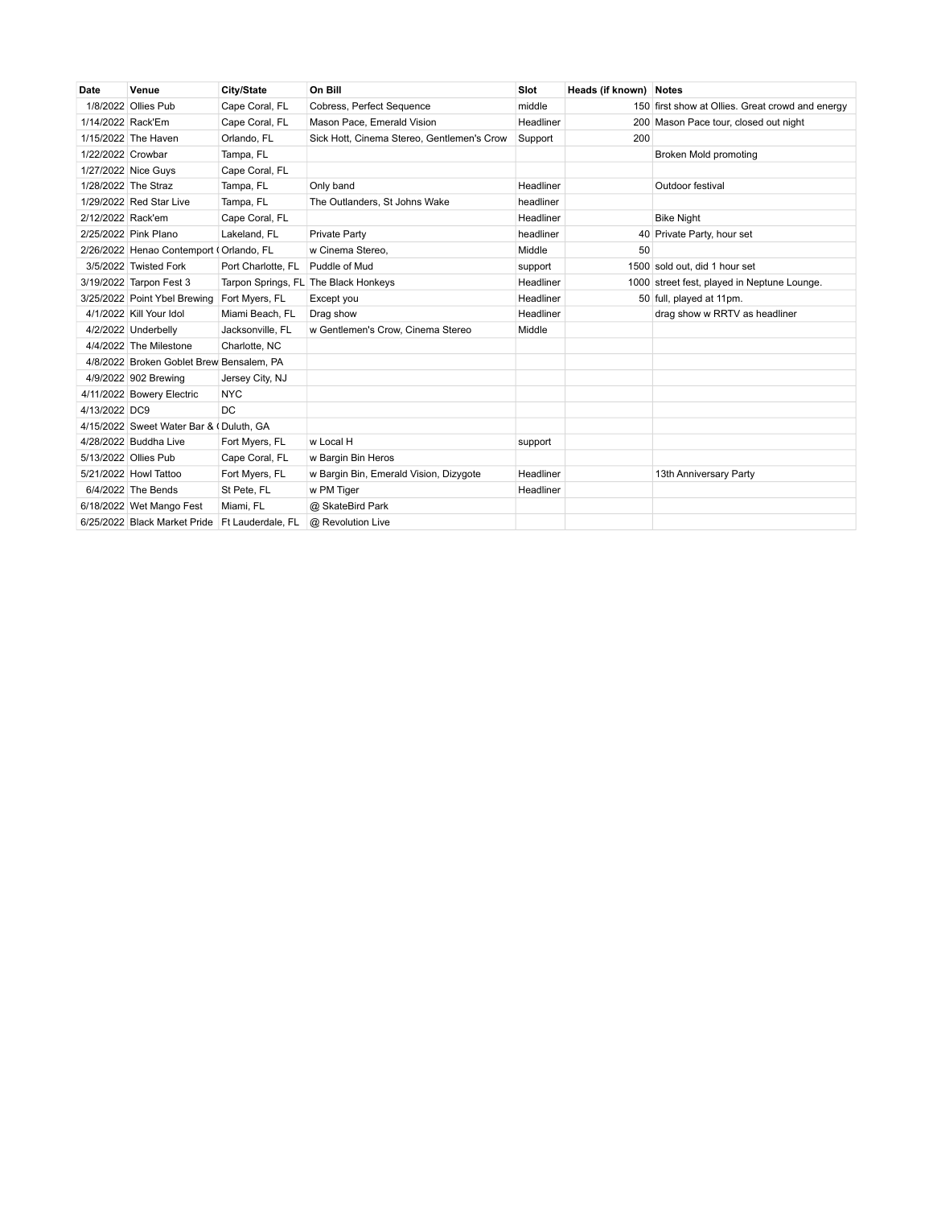| Date | Venue | City/State | On Bill | Slot | Heads (if known) | Notes |
|---|---|---|---|---|---|---|
| 1/8/2022 | Ollies Pub | Cape Coral, FL | Cobress, Perfect Sequence | middle | 150 | first show at Ollies. Great crowd and energy |
| 1/14/2022 | Rack'Em | Cape Coral, FL | Mason Pace, Emerald Vision | Headliner | 200 | Mason Pace tour, closed out night |
| 1/15/2022 | The Haven | Orlando, FL | Sick Hott, Cinema Stereo, Gentlemen's Crow | Support | 200 | |
| 1/22/2022 | Crowbar | Tampa, FL | | | | Broken Mold promoting |
| 1/27/2022 | Nice Guys | Cape Coral, FL | | | | |
| 1/28/2022 | The Straz | Tampa, FL | Only band | Headliner | | Outdoor festival |
| 1/29/2022 | Red Star Live | Tampa, FL | The Outlanders, St Johns Wake | headliner | | |
| 2/12/2022 | Rack'em | Cape Coral, FL | | Headliner | | Bike Night |
| 2/25/2022 | Pink Plano | Lakeland, FL | Private Party | headliner | 40 | Private Party, hour set |
| 2/26/2022 | Henao Contemport ( | Orlando, FL | w Cinema Stereo, | Middle | 50 | |
| 3/5/2022 | Twisted Fork | Port Charlotte, FL | Puddle of Mud | support | 1500 | sold out, did 1 hour set |
| 3/19/2022 | Tarpon Fest 3 | Tarpon Springs, FL | The Black Honkeys | Headliner | 1000 | street fest, played in Neptune Lounge. |
| 3/25/2022 | Point Ybel Brewing | Fort Myers, FL | Except you | Headliner | 50 | full, played at 11pm. |
| 4/1/2022 | Kill Your Idol | Miami Beach, FL | Drag show | Headliner | | drag show w RRTV as headliner |
| 4/2/2022 | Underbelly | Jacksonville, FL | w Gentlemen's Crow, Cinema Stereo | Middle | | |
| 4/4/2022 | The Milestone | Charlotte, NC | | | | |
| 4/8/2022 | Broken Goblet Brew | Bensalem, PA | | | | |
| 4/9/2022 | 902 Brewing | Jersey City, NJ | | | | |
| 4/11/2022 | Bowery Electric | NYC | | | | |
| 4/13/2022 | DC9 | DC | | | | |
| 4/15/2022 | Sweet Water Bar & ( | Duluth, GA | | | | |
| 4/28/2022 | Buddha Live | Fort Myers, FL | w Local H | support | | |
| 5/13/2022 | Ollies Pub | Cape Coral, FL | w Bargin Bin Heros | | | |
| 5/21/2022 | Howl Tattoo | Fort Myers, FL | w Bargin Bin, Emerald Vision, Dizygote | Headliner | | 13th Anniversary Party |
| 6/4/2022 | The Bends | St Pete, FL | w PM Tiger | Headliner | | |
| 6/18/2022 | Wet Mango Fest | Miami, FL | @ SkateBird Park | | | |
| 6/25/2022 | Black Market Pride | Ft Lauderdale, FL | @ Revolution Live | | | |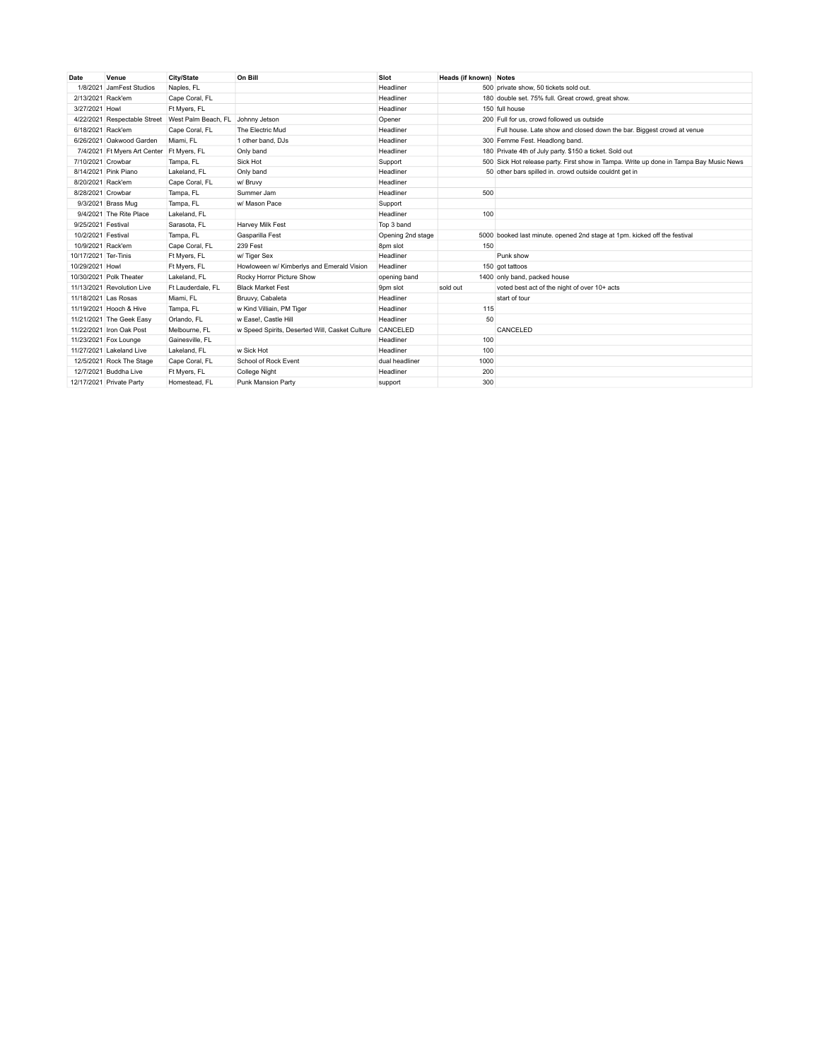| Date | Venue | City/State | On Bill | Slot | Heads (if known) | Notes |
|---|---|---|---|---|---|---|
| 1/8/2021 | JamFest Studios | Naples, FL | | Headliner | 500 | private show, 50 tickets sold out. |
| 2/13/2021 | Rack'em | Cape Coral, FL | | Headliner | 180 | double set. 75% full. Great crowd, great show. |
| 3/27/2021 | Howl | Ft Myers, FL | | Headliner | 150 | full house |
| 4/22/2021 | Respectable Street | West Palm Beach, FL | Johnny Jetson | Opener | 200 | Full for us, crowd followed us outside |
| 6/18/2021 | Rack'em | Cape Coral, FL | The Electric Mud | Headliner | | Full house. Late show and closed down the bar. Biggest crowd at venue |
| 6/26/2021 | Oakwood Garden | Miami, FL | 1 other band, DJs | Headliner | 300 | Femme Fest. Headlong band. |
| 7/4/2021 | Ft Myers Art Center | Ft Myers, FL | Only band | Headliner | 180 | Private 4th of July party. $150 a ticket. Sold out |
| 7/10/2021 | Crowbar | Tampa, FL | Sick Hot | Support | 500 | Sick Hot release party. First show in Tampa. Write up done in Tampa Bay Music News |
| 8/14/2021 | Pink Piano | Lakeland, FL | Only band | Headliner | 50 | other bars spilled in. crowd outside couldnt get in |
| 8/20/2021 | Rack'em | Cape Coral, FL | w/ Bruvy | Headliner | | |
| 8/28/2021 | Crowbar | Tampa, FL | Summer Jam | Headliner | 500 | |
| 9/3/2021 | Brass Mug | Tampa, FL | w/ Mason Pace | Support | | |
| 9/4/2021 | The Rite Place | Lakeland, FL | | Headliner | 100 | |
| 9/25/2021 | Festival | Sarasota, FL | Harvey Milk Fest | Top 3 band | | |
| 10/2/2021 | Festival | Tampa, FL | Gasparilla Fest | Opening 2nd stage | 5000 | booked last minute. opened 2nd stage at 1pm. kicked off the festival |
| 10/9/2021 | Rack'em | Cape Coral, FL | 239 Fest | 8pm slot | 150 | |
| 10/17/2021 | Ter-Tinis | Ft Myers, FL | w/ Tiger Sex | Headliner | | Punk show |
| 10/29/2021 | Howl | Ft Myers, FL | Howloween w/ Kimberlys and Emerald Vision | Headliner | 150 | got tattoos |
| 10/30/2021 | Polk Theater | Lakeland, FL | Rocky Horror Picture Show | opening band | 1400 | only band, packed house |
| 11/13/2021 | Revolution Live | Ft Lauderdale, FL | Black Market Fest | 9pm slot | sold out | voted best act of the night of over 10+ acts |
| 11/18/2021 | Las Rosas | Miami, FL | Bruuvy, Cabaleta | Headliner | | start of tour |
| 11/19/2021 | Hooch & Hive | Tampa, FL | w Kind Villiain, PM Tiger | Headliner | 115 | |
| 11/21/2021 | The Geek Easy | Orlando, FL | w Ease!, Castle Hill | Headliner | 50 | |
| 11/22/2021 | Iron Oak Post | Melbourne, FL | w Speed Spirits, Deserted Will, Casket Culture | CANCELED | | CANCELED |
| 11/23/2021 | Fox Lounge | Gainesville, FL | | Headliner | 100 | |
| 11/27/2021 | Lakeland Live | Lakeland, FL | w Sick Hot | Headliner | 100 | |
| 12/5/2021 | Rock The Stage | Cape Coral, FL | School of Rock Event | dual headliner | 1000 | |
| 12/7/2021 | Buddha Live | Ft Myers, FL | College Night | Headliner | 200 | |
| 12/17/2021 | Private Party | Homestead, FL | Punk Mansion Party | support | 300 | |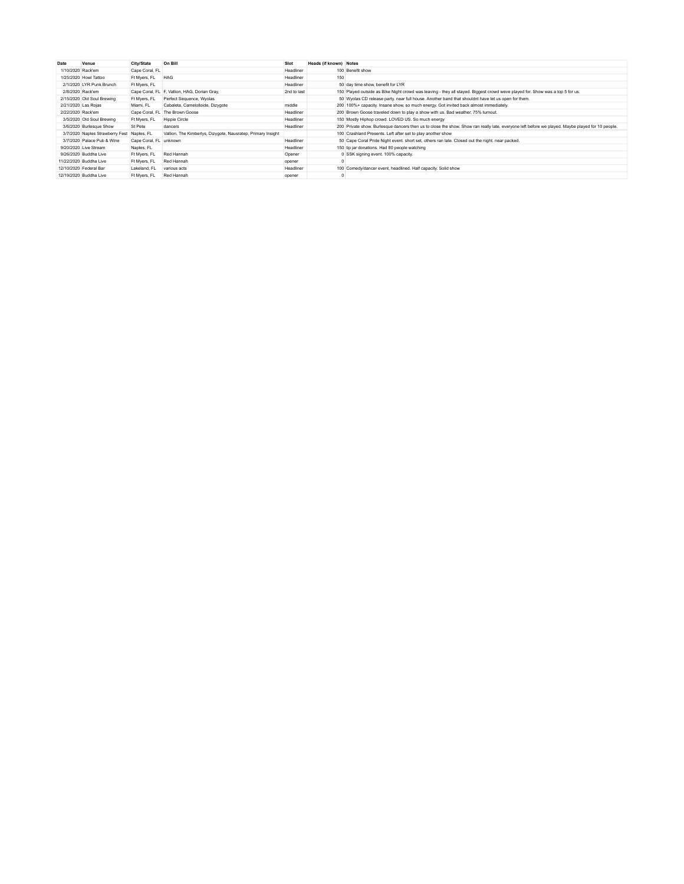| Date | Venue | City/State | On Bill | Slot | Heads (if known) | Notes |
|---|---|---|---|---|---|---|
| 1/10/2020 | Rack'em | Cape Coral, FL | | Headliner | 100 | Benefit show |
| 1/25/2020 | Howl Tattoo | Ft Myers, FL | HAG | Headliner | 150 | |
| 2/1/2020 | LYR Punk Brunch | Ft Myers, FL | | Headliner | 50 | day time show, benefit for LYR |
| 2/8/2020 | Rack'em | Cape Coral, FL | F, Vallion, HAG, Dorian Gray, | 2nd to last | 150 | Played outside as Bike Night crowd was leaving - they all stayed. Biggest crowd weve played for. Show was a top 5 for us. |
| 2/15/2020 | Old Soul Brewing | Ft Myers, FL | Perfect Sequence, Wyolas | | 50 | Wyolas CD release party. near full house. Another band that shouldnt have let us open for them. |
| 2/21/2020 | Las Rojas | Miami, FL | Cabaleta, Camelolloide, Dizygote | middle | 200 | 100%+ capacity. Insane show, so much energy. Got invited back almost immediately. |
| 2/22/2020 | Rack'em | Cape Coral, FL | The Brown Goose | Headliner | 200 | Brown Goose traveled down to play a show with us. Bad weather, 75% turnout. |
| 3/5/2020 | Old Soul Brewing | Ft Myers, FL | Hippie Circle | Headliner | 150 | Mostly Hiphop crowd. LOVED US. So much energy |
| 3/6/2020 | Burlesque Show | St Pete | dancers | Headliner | 200 | Private show. Burlesque dancers then us to close the show. Show ran really late, everyone left before we played. Maybe played for 10 people. |
| 3/7/2020 | Naples Strawberry Fest | Naples, FL | Vallion, The Kimberlys, Dizygote, Nausratep, Primary Insight | | 100 | Crashland Presents. Left after set to play another show |
| 3/7/2020 | Palace Pub & Wine | Cape Coral, FL | unknown | Headliner | 50 | Cape Coral Pride Night event. short set, others ran late. Closed out the night. near packed. |
| 9/20/2020 | Live Stream | Naples, FL | | Headliner | 150 | tip jar donations. Had 80 people watching |
| 9/26/2020 | Buddha Live | Ft Myers, FL | Red Hannah | Opener | 0 | SSK signing event. 100% capacity. |
| 11/22/2020 | Buddha Live | Ft Myers, FL | Red Hannah | opener | 0 | |
| 12/10/2020 | Federal Bar | Lakeland, FL | various acts | Headliner | 100 | Comedy/dancer event, headlined. Half capacity. Solid show |
| 12/19/2020 | Buddha Live | Ft Myers, FL | Red Hannah | opener | 0 | |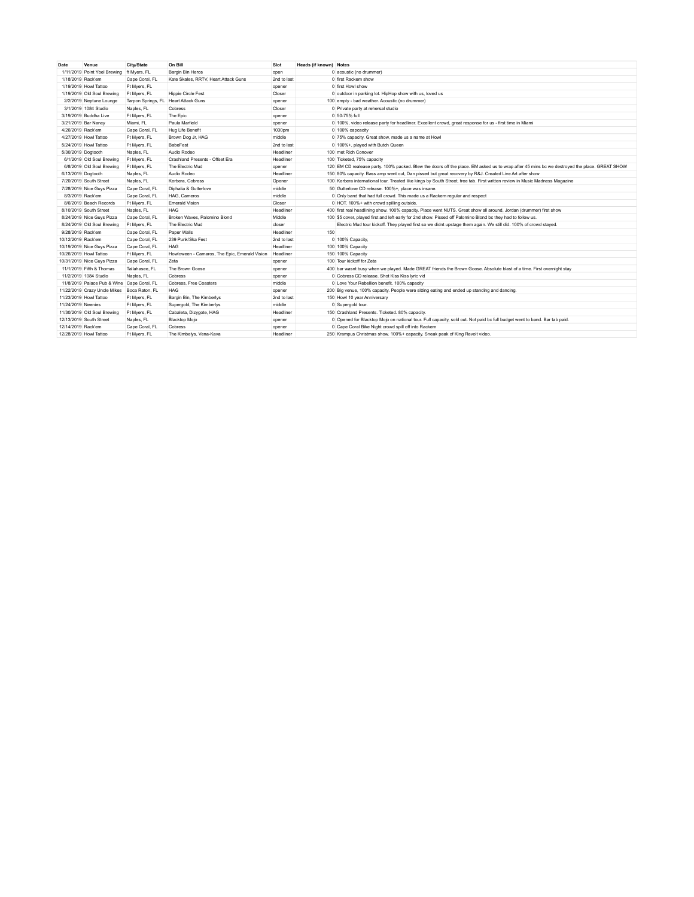| Date | Venue | City/State | On Bill | Slot | Heads (if known) | Notes |
|---|---|---|---|---|---|---|
| 1/11/2019 | Point Ybel Brewing | ft Myers, FL | Bargin Bin Heros | open | 0 | acoustic (no drummer) |
| 1/18/2019 | Rack'em | Cape Coral, FL | Kate Skales, RRTV, Heart Attack Guns | 2nd to last | 0 | first Rackem show |
| 1/19/2019 | Howl Tattoo | Ft Myers, FL | | opener | 0 | first Howl show |
| 1/19/2019 | Old Soul Brewing | Ft Myers, FL | Hippie Circle Fest | Closer | 0 | outdoor in parking lot. HipHop show with us, loved us |
| 2/2/2019 | Neptune Lounge | Tarpon Springs, FL | Heart Attack Guns | opener | 100 | empty - bad weather. Acoustic (no drummer) |
| 3/1/2019 | 1084 Studio | Naples, FL | Cobress | Closer | 0 | Private party at rehersal studio |
| 3/19/2019 | Buddha Live | Ft Myers, FL | The Epic | opener | 0 | 50-75% full |
| 3/21/2019 | Bar Nancy | Miami, FL | Paula Marfield | opener | 0 | 100%, video release party for headliner. Excellent crowd, great response for us - first time in Miami |
| 4/26/2019 | Rack'em | Cape Coral, FL | Hug Life Benefit | 1030pm | 0 | 100% capcacity |
| 4/27/2019 | Howl Tattoo | Ft Myers, FL | Brown Dog Jr, HAG | middle | 0 | 75% capacity. Great show, made us a name at Howl |
| 5/24/2019 | Howl Tattoo | Ft Myers, FL | BabeFest | 2nd to last | 0 | 100%+, played with Butch Queen |
| 5/30/2019 | Dogtooth | Naples, FL | Audio Rodeo | Headliner | 100 | met Rich Conover |
| 6/1/2019 | Old Soul Brewing | Ft Myers, FL | Crashland Presents - Offset Era | Headliner | 100 | Ticketed, 75% capacity |
| 6/8/2019 | Old Soul Brewing | Ft Myers, FL | The Electric Mud | opener | 120 | EM CD realease party. 100% packed. Blew the doors off the place. EM asked us to wrap after 45 mins bc we destroyed the place. GREAT SHOW |
| 6/13/2019 | Dogtooth | Naples, FL | Audio Rodeo | Headliner | 150 | 80% capacity. Bass amp went out, Dan pissed but great recovery by R&J. Created Live Art after show |
| 7/20/2019 | South Street | Naples, FL | Kerbera, Cobress | Opener | 100 | Kerbera international tour. Treated like kings by South Street, free tab. First written review in Music Madness Magazine |
| 7/28/2019 | Nice Guys Pizza | Cape Coral, FL | Diphalia & Gutterlove | middle | 50 | Gutterlove CD release. 100%+, place was insane. |
| 8/3/2019 | Rack'em | Cape Coral, FL | HAG, Cameros | middle | 0 | Only band that had full crowd. This made us a Rackem regular and respect |
| 8/6/2019 | Beach Records | Ft Myers, FL | Emerald Vision | Closer | 0 | HOT. 100%+ with crowd spilling outside. |
| 8/10/2019 | South Street | Naples, FL | HAG | Headliner | 400 | first real headlining show. 100% capacity. Place went NUTS. Great show all around, Jordan (drummer) first show |
| 8/24/2019 | Nice Guys Pizza | Cape Coral, FL | Broken Waves, Palomino Blond | Middle | 100 | $5 cover, played first and left early for 2nd show. Pissed off Palomino Blond bc they had to follow us. |
| 8/24/2019 | Old Soul Brewing | Ft Myers, FL | The Electric Mud | closer | | Electric Mud tour kickoff. They played first so we didnt upstage them again. We still did. 100% of crowd stayed. |
| 9/28/2019 | Rack'em | Cape Coral, FL | Paper Walls | Headliner | 150 | |
| 10/12/2019 | Rack'em | Cape Coral, FL | 239 Punk/Ska Fest | 2nd to last | 0 | 100% Capacity, |
| 10/19/2019 | Nice Guys Pizza | Cape Coral, FL | HAG | Headliner | 100 | 100% Capacity |
| 10/26/2019 | Howl Tattoo | Ft Myers, FL | Howloween - Camaros, The Epic, Emerald Vision | Headliner | 150 | 100% Capacity |
| 10/31/2019 | Nice Guys Pizza | Cape Coral, FL | Zeta | opener | 100 | Tour kickoff for Zeta |
| 11/1/2019 | Fifth & Thomas | Tallahasee, FL | The Brown Goose | opener | 400 | bar wasnt busy when we played. Made GREAT friends the Brown Goose. Absolute blast of a time. First overnight stay |
| 11/2/2019 | 1084 Studio | Naples, FL | Cobress | opener | 0 | Cobress CD release. Shot Kiss Kiss lyric vid |
| 11/8/2019 | Palace Pub & Wine | Cape Coral, FL | Cobress, Free Coasters | middle | 0 | Love Your Rebellion benefit. 100% capacity |
| 11/22/2019 | Crazy Uncle Mikes | Boca Raton, FL | HAG | opener | 200 | Big venue, 100% capacity. People were sitting eating and ended up standing and dancing. |
| 11/23/2019 | Howl Tattoo | Ft Myers, FL | Bargin Bin, The Kimberlys | 2nd to last | 150 | Howl 10 year Anniversary |
| 11/24/2019 | Neenies | Ft Myers, FL | Supergold, The Kimberlys | middle | 0 | Supergold tour. |
| 11/30/2019 | Old Soul Brewing | Ft Myers, FL | Cabaleta, Dizygote, HAG | Headliner | 150 | Crashland Presents. Ticketed. 80% capacity. |
| 12/13/2019 | South Street | Naples, FL | Blacktop Mojo | opener | 0 | Opened for Blacktop Mojo on national tour. Full capacity, sold out. Not paid bc full budget went to band. Bar tab paid. |
| 12/14/2019 | Rack'em | Cape Coral, FL | Cobress | opener | 0 | Cape Coral Bike Night crowd spill off into Rackem |
| 12/28/2019 | Howl Tattoo | Ft Myers, FL | The Kimbelys, Vena-Kava | Headliner | 250 | Krampus Christmas show. 100%+ capacity. Sneak peak of King Revolt video. |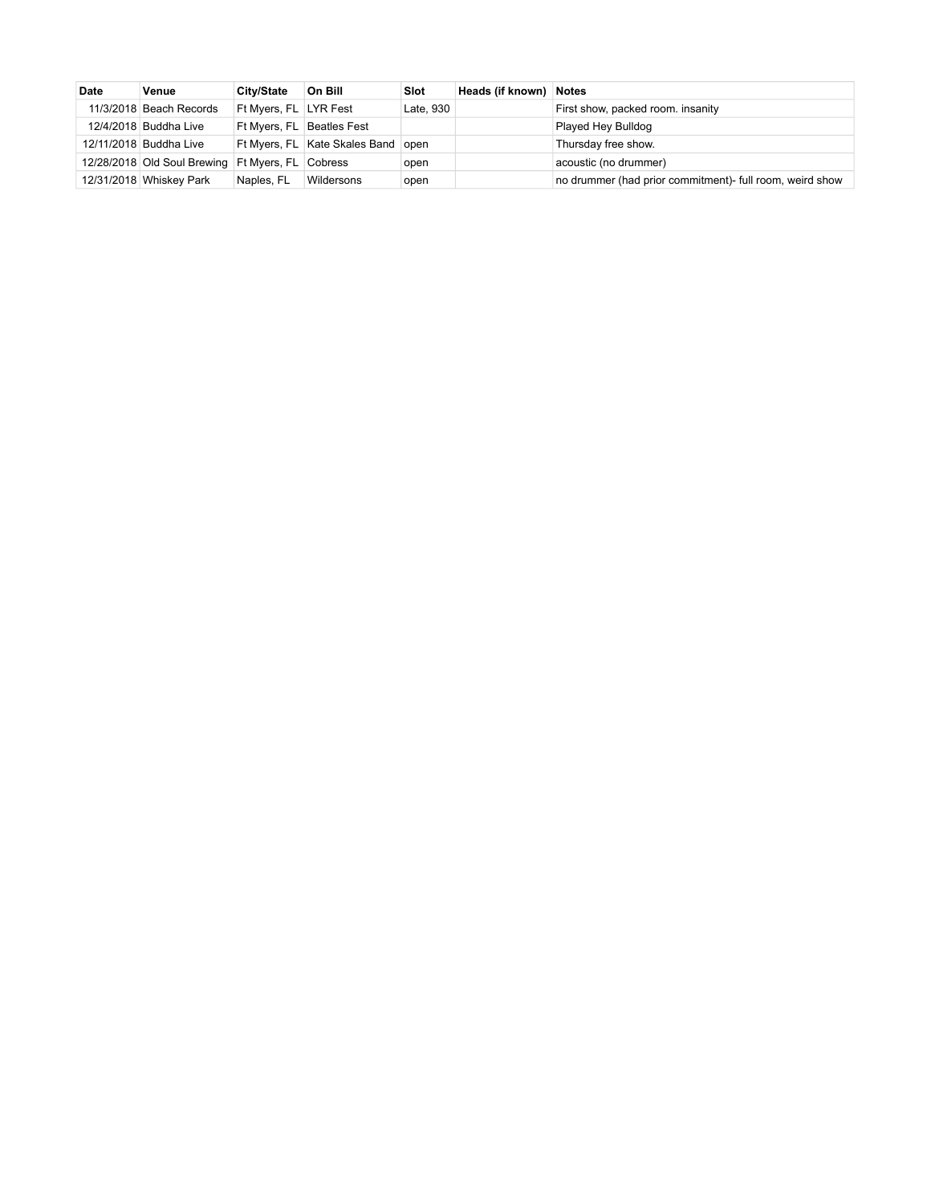| Date | Venue | City/State | On Bill | Slot | Heads (if known) | Notes |
| --- | --- | --- | --- | --- | --- | --- |
| 11/3/2018 | Beach Records | Ft Myers, FL | LYR Fest | Late, 930 | | First show, packed room. insanity |
| 12/4/2018 | Buddha Live | Ft Myers, FL | Beatles Fest | | | Played Hey Bulldog |
| 12/11/2018 | Buddha Live | Ft Myers, FL | Kate Skales Band | open | | Thursday free show. |
| 12/28/2018 | Old Soul Brewing | Ft Myers, FL | Cobress | open | | acoustic (no drummer) |
| 12/31/2018 | Whiskey Park | Naples, FL | Wildersons | open | | no drummer (had prior commitment)- full room, weird show |